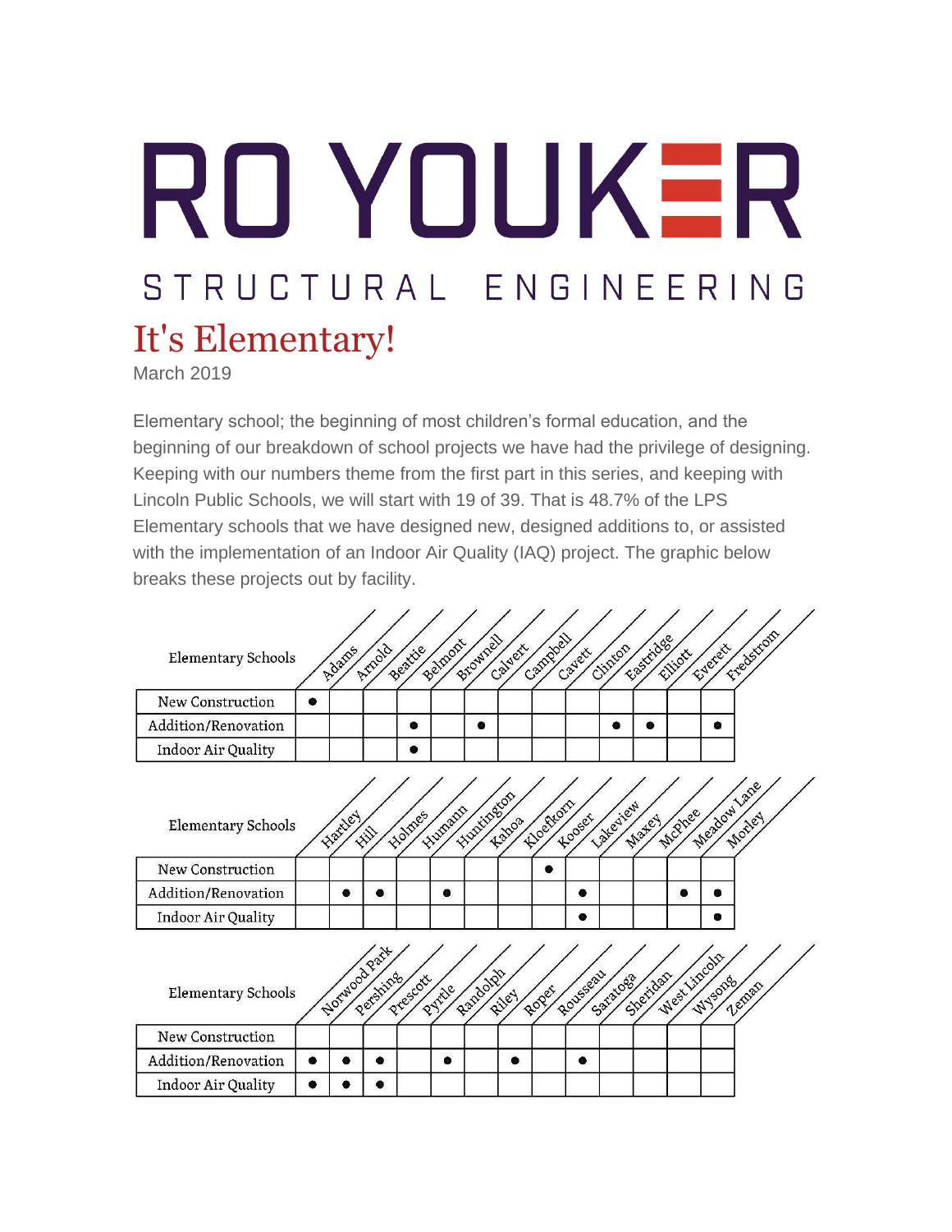# RO YOUKER

STRUCTURAL ENGINEERING

## It's Elementary!

March 2019

Elementary school; the beginning of most children's formal education, and the beginning of our breakdown of school projects we have had the privilege of designing. Keeping with our numbers theme from the first part in this series, and keeping with Lincoln Public Schools, we will start with 19 of 39. That is 48.7% of the LPS Elementary schools that we have designed new, designed additions to, or assisted with the implementation of an Indoor Air Quality (IAQ) project. The graphic below breaks these projects out by facility.

| Elementary Schools | Adams | Arnold | Beattie | Belmont | Brownell | Calvert | Campbell | Cavett | Clinton | Eastridge | Elliott | Everett | Fredstrom |
|---|---|---|---|---|---|---|---|---|---|---|---|---|---|
| New Construction | ● | | | | | | | | | | | | |
| Addition/Renovation | | | | ● | | ● | | | | ● | ● | | ● |
| Indoor Air Quality | | | | ● | | | | | | | | | |

| Elementary Schools | Hartley | Hill | Holmes | Humann | Huntington | Kahoa | Kloefkorn | Kooser | Lakeview | Maxey | McPhee | Meadow Lane | Morley |
|---|---|---|---|---|---|---|---|---|---|---|---|---|---|
| New Construction | | | | | | | | ● | | | | | |
| Addition/Renovation | | ● | ● | | ● | | | | ● | | | ● | ● |
| Indoor Air Quality | | | | | | | | | ● | | | | ● |

| Elementary Schools | Norwood Park | Pershing | Prescott | Pyrtle | Randolph | Riley | Roper | Rousseau | Saratoga | Sheridan | West Lincoln | Wysong | Zeman |
|---|---|---|---|---|---|---|---|---|---|---|---|---|---|
| New Construction | | | | | | | | | | | | | |
| Addition/Renovation | ● | ● | ● | | ● | | ● | | ● | | | | |
| Indoor Air Quality | ● | ● | ● | | | | | | | | | | |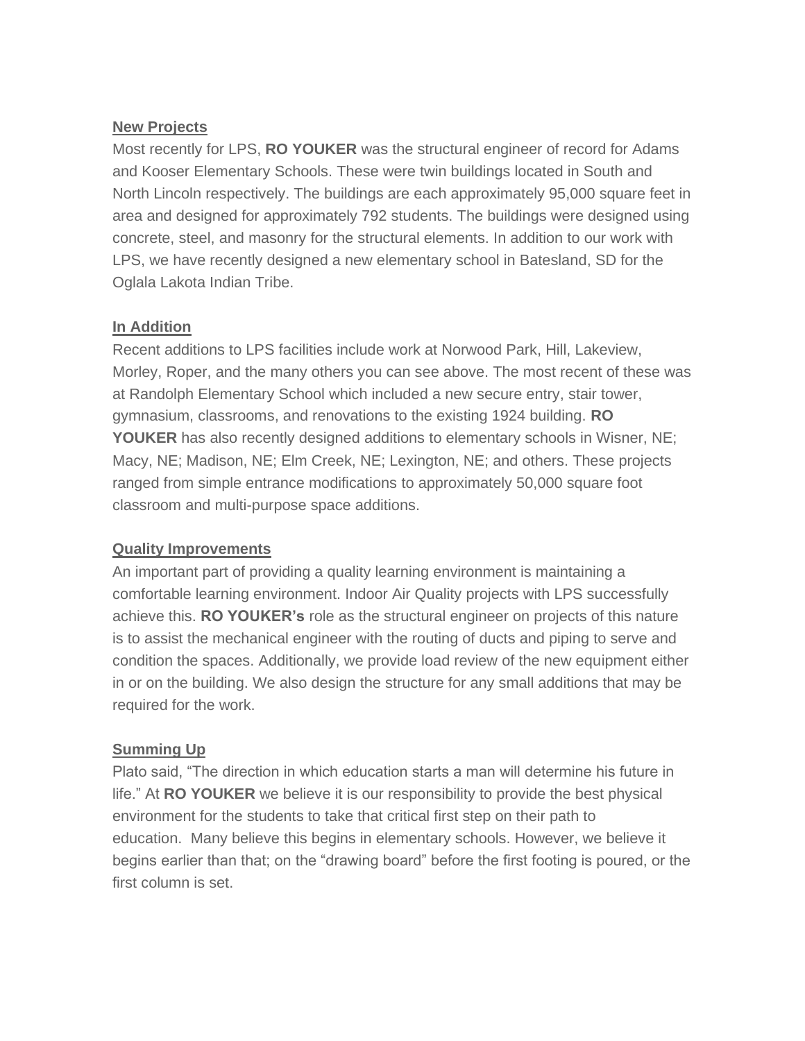## New Projects

Most recently for LPS, **RO YOUKER** was the structural engineer of record for Adams and Kooser Elementary Schools. These were twin buildings located in South and North Lincoln respectively. The buildings are each approximately 95,000 square feet in area and designed for approximately 792 students. The buildings were designed using concrete, steel, and masonry for the structural elements. In addition to our work with LPS, we have recently designed a new elementary school in Batesland, SD for the Oglala Lakota Indian Tribe.

## In Addition

Recent additions to LPS facilities include work at Norwood Park, Hill, Lakeview, Morley, Roper, and the many others you can see above. The most recent of these was at Randolph Elementary School which included a new secure entry, stair tower, gymnasium, classrooms, and renovations to the existing 1924 building. **RO YOUKER** has also recently designed additions to elementary schools in Wisner, NE; Macy, NE; Madison, NE; Elm Creek, NE; Lexington, NE; and others. These projects ranged from simple entrance modifications to approximately 50,000 square foot classroom and multi-purpose space additions.

## Quality Improvements

An important part of providing a quality learning environment is maintaining a comfortable learning environment. Indoor Air Quality projects with LPS successfully achieve this. **RO YOUKER's** role as the structural engineer on projects of this nature is to assist the mechanical engineer with the routing of ducts and piping to serve and condition the spaces. Additionally, we provide load review of the new equipment either in or on the building. We also design the structure for any small additions that may be required for the work.

## Summing Up

Plato said, "The direction in which education starts a man will determine his future in life." At **RO YOUKER** we believe it is our responsibility to provide the best physical environment for the students to take that critical first step on their path to education.  Many believe this begins in elementary schools. However, we believe it begins earlier than that; on the "drawing board" before the first footing is poured, or the first column is set.